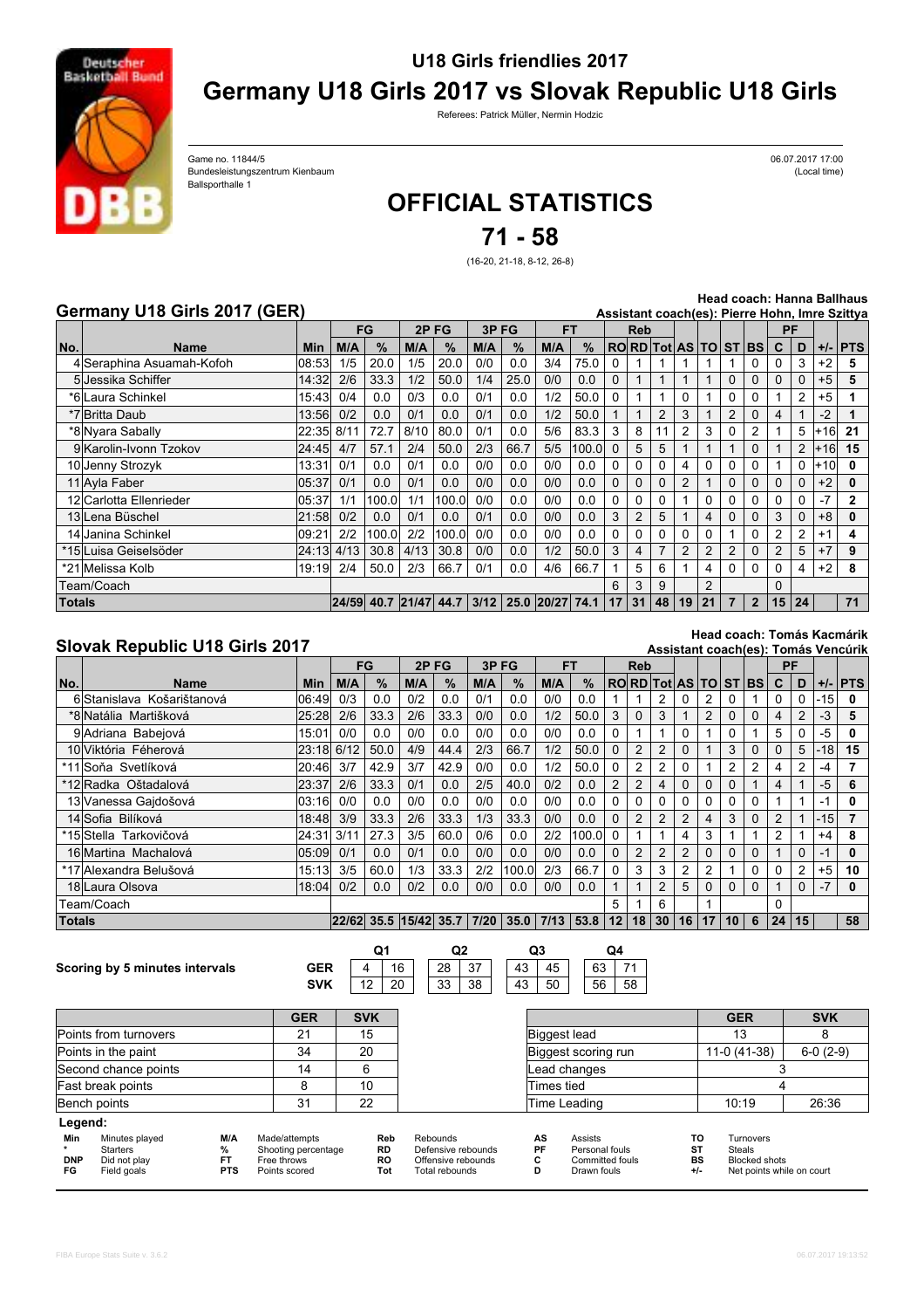## U18 Girls friendlies 2017

# Germany U18 Girls 2017 vs Slovak Republic U18 Girls

Referees: Patrick Müller, Nermin Hodzic

Game no. 11844/5
Bundesleistungszentrum Kienbaum
Ballsporthalle 1

06.07.2017 17:00
(Local time)

# OFFICIAL STATISTICS

# 71 - 58

(16-20, 21-18, 8-12, 26-8)

## Germany U18 Girls 2017 (GER)

Head coach: Hanna Ballhaus
Assistant coach(es): Pierre Hohn, Imre Szittya

| No. | Name | Min | FG | | 2P FG | | 3P FG | | FT | | Reb | | | AS | TO | ST | BS | PF | | +/- | PTS |
|---|---|---|---|---|---|---|---|---|---|---|---|---|---|---|---|---|---|---|---|---|---|
| | | | M/A | % | M/A | % | M/A | % | M/A | % | RO | RD | Tot | | | | | C | D | | |
| 4 | Seraphina Asuamah-Kofoh | 08:53 | 1/5 | 20.0 | 1/5 | 20.0 | 0/0 | 0.0 | 3/4 | 75.0 | 0 | 1 | 1 | 1 | 1 | 1 | 0 | 0 | 3 | +2 | 5 |
| 5 | Jessika Schiffer | 14:32 | 2/6 | 33.3 | 1/2 | 50.0 | 1/4 | 25.0 | 0/0 | 0.0 | 0 | 1 | 1 | 1 | 1 | 0 | 0 | 0 | 0 | +5 | 5 |
| *6 | Laura Schinkel | 15:43 | 0/4 | 0.0 | 0/3 | 0.0 | 0/1 | 0.0 | 1/2 | 50.0 | 0 | 1 | 1 | 0 | 1 | 0 | 0 | 1 | 2 | +5 | 1 |
| *7 | Britta Daub | 13:56 | 0/2 | 0.0 | 0/1 | 0.0 | 0/1 | 0.0 | 1/2 | 50.0 | 1 | 1 | 2 | 3 | 1 | 2 | 0 | 4 | 1 | -2 | 1 |
| *8 | Nyara Sabally | 22:35 | 8/11 | 72.7 | 8/10 | 80.0 | 0/1 | 0.0 | 5/6 | 83.3 | 3 | 8 | 11 | 2 | 3 | 0 | 2 | 1 | 5 | +16 | 21 |
| 9 | Karolin-Ivonn Tzokov | 24:45 | 4/7 | 57.1 | 2/4 | 50.0 | 2/3 | 66.7 | 5/5 | 100.0 | 0 | 5 | 5 | 1 | 1 | 1 | 0 | 1 | 2 | +16 | 15 |
| 10 | Jenny Strozyk | 13:31 | 0/1 | 0.0 | 0/1 | 0.0 | 0/0 | 0.0 | 0/0 | 0.0 | 0 | 0 | 0 | 4 | 0 | 0 | 0 | 1 | 0 | +10 | 0 |
| 11 | Ayla Faber | 05:37 | 0/1 | 0.0 | 0/1 | 0.0 | 0/0 | 0.0 | 0/0 | 0.0 | 0 | 0 | 0 | 2 | 1 | 0 | 0 | 0 | 0 | +2 | 0 |
| 12 | Carlotta Ellenrieder | 05:37 | 1/1 | 100.0 | 1/1 | 100.0 | 0/0 | 0.0 | 0/0 | 0.0 | 0 | 0 | 0 | 1 | 0 | 0 | 0 | 0 | 0 | -7 | 2 |
| 13 | Lena Büschel | 21:58 | 0/2 | 0.0 | 0/1 | 0.0 | 0/1 | 0.0 | 0/0 | 0.0 | 3 | 2 | 5 | 1 | 4 | 0 | 0 | 3 | 0 | +8 | 0 |
| 14 | Janina Schinkel | 09:21 | 2/2 | 100.0 | 2/2 | 100.0 | 0/0 | 0.0 | 0/0 | 0.0 | 0 | 0 | 0 | 0 | 0 | 1 | 0 | 2 | 2 | +1 | 4 |
| *15 | Luisa Geiselsöder | 24:13 | 4/13 | 30.8 | 4/13 | 30.8 | 0/0 | 0.0 | 1/2 | 50.0 | 3 | 4 | 7 | 2 | 2 | 2 | 0 | 2 | 5 | +7 | 9 |
| *21 | Melissa Kolb | 19:19 | 2/4 | 50.0 | 2/3 | 66.7 | 0/1 | 0.0 | 4/6 | 66.7 | 1 | 5 | 6 | 1 | 4 | 0 | 0 | 0 | 4 | +2 | 8 |
| | Team/Coach | | | | | | | | | | 6 | 3 | 9 | | 2 | | | 0 | | | |
| **Totals** | | | **24/59** | **40.7** | **21/47** | **44.7** | **3/12** | **25.0** | **20/27** | **74.1** | **17** | **31** | **48** | **19** | **21** | **7** | **2** | **15** | **24** | | **71** |

## Slovak Republic U18 Girls 2017

Head coach: Tomás Kacmárik
Assistant coach(es): Tomás Vencúrik

| No. | Name | Min | FG | | 2P FG | | 3P FG | | FT | | Reb | | | AS | TO | ST | BS | PF | | +/- | PTS |
|---|---|---|---|---|---|---|---|---|---|---|---|---|---|---|---|---|---|---|---|---|---|
| | | | M/A | % | M/A | % | M/A | % | M/A | % | RO | RD | Tot | | | | | C | D | | |
| 6 | Stanislava Koširištanová | 06:49 | 0/3 | 0.0 | 0/2 | 0.0 | 0/1 | 0.0 | 0/0 | 0.0 | 1 | 1 | 2 | 0 | 2 | 0 | 1 | 0 | 0 | -15 | 0 |
| *8 | Natália Martišková | 25:28 | 2/6 | 33.3 | 2/6 | 33.3 | 0/0 | 0.0 | 1/2 | 50.0 | 3 | 0 | 3 | 1 | 2 | 0 | 0 | 4 | 2 | -3 | 5 |
| 9 | Adriana Babejová | 15:01 | 0/0 | 0.0 | 0/0 | 0.0 | 0/0 | 0.0 | 0/0 | 0.0 | 0 | 1 | 1 | 0 | 1 | 0 | 1 | 5 | 0 | -5 | 0 |
| 10 | Viktória Féherová | 23:18 | 6/12 | 50.0 | 4/9 | 44.4 | 2/3 | 66.7 | 1/2 | 50.0 | 0 | 2 | 2 | 0 | 1 | 3 | 0 | 0 | 5 | -18 | 15 |
| *11 | Soňa Svetlíková | 20:46 | 3/7 | 42.9 | 3/7 | 42.9 | 0/0 | 0.0 | 1/2 | 50.0 | 0 | 2 | 2 | 0 | 1 | 2 | 2 | 4 | 2 | -4 | 7 |
| *12 | Radka Oštadalová | 23:37 | 2/6 | 33.3 | 0/1 | 0.0 | 2/5 | 40.0 | 0/2 | 0.0 | 2 | 2 | 4 | 0 | 0 | 0 | 1 | 4 | 1 | -5 | 6 |
| 13 | Vanessa Gajdošová | 03:16 | 0/0 | 0.0 | 0/0 | 0.0 | 0/0 | 0.0 | 0/0 | 0.0 | 0 | 0 | 0 | 0 | 0 | 0 | 0 | 1 | 1 | -1 | 0 |
| 14 | Sofia Bilíková | 18:48 | 3/9 | 33.3 | 2/6 | 33.3 | 1/3 | 33.3 | 0/0 | 0.0 | 0 | 2 | 2 | 2 | 4 | 3 | 0 | 2 | 1 | -15 | 7 |
| *15 | Stella Tarkovičová | 24:31 | 3/11 | 27.3 | 3/5 | 60.0 | 0/6 | 0.0 | 2/2 | 100.0 | 0 | 1 | 1 | 4 | 3 | 1 | 1 | 2 | 1 | +4 | 8 |
| 16 | Martina Machalová | 05:09 | 0/1 | 0.0 | 0/1 | 0.0 | 0/0 | 0.0 | 0/0 | 0.0 | 0 | 2 | 2 | 2 | 0 | 0 | 0 | 1 | 0 | -1 | 0 |
| *17 | Alexandra Belušová | 15:13 | 3/5 | 60.0 | 1/3 | 33.3 | 2/2 | 100.0 | 2/3 | 66.7 | 0 | 3 | 3 | 2 | 2 | 1 | 0 | 0 | 2 | +5 | 10 |
| 18 | Laura Olsova | 18:04 | 0/2 | 0.0 | 0/2 | 0.0 | 0/0 | 0.0 | 0/0 | 0.0 | 1 | 1 | 2 | 5 | 0 | 0 | 0 | 1 | 0 | -7 | 0 |
| | Team/Coach | | | | | | | | | | 5 | 1 | 6 | | 1 | | | 0 | | | |
| **Totals** | | | **22/62** | **35.5** | **15/42** | **35.7** | **7/20** | **35.0** | **7/13** | **53.8** | **12** | **18** | **30** | **16** | **17** | **10** | **6** | **24** | **15** | | **58** |

**Scoring by 5 minutes intervals**

| | Q1 | | Q2 | | Q3 | | Q4 | |
|---|---|---|---|---|---|---|---|---|
| GER | 4 | 16 | 28 | 37 | 43 | 45 | 63 | 71 |
| SVK | 12 | 20 | 33 | 38 | 43 | 50 | 56 | 58 |

| | GER | SVK |
|---|---|---|
| Points from turnovers | 21 | 15 |
| Points in the paint | 34 | 20 |
| Second chance points | 14 | 6 |
| Fast break points | 8 | 10 |
| Bench points | 31 | 22 |

| | GER | SVK |
|---|---|---|
| Biggest lead | 13 | 8 |
| Biggest scoring run | 11-0 (41-38) | 6-0 (2-9) |
| Lead changes | 3 | |
| Times tied | 4 | |
| Time Leading | 10:19 | 26:36 |

**Legend:**

| | | | | | | | | | | | |
|---|---|---|---|---|---|---|---|---|---|---|---|
| Min | Minutes played | M/A | Made/attempts | Reb | Rebounds | AS | Assists | TO | Turnovers |
| * | Starters | % | Shooting percentage | RD | Defensive rebounds | PF | Personal fouls | ST | Steals |
| DNP | Did not play | FT | Free throws | RO | Offensive rebounds | C | Committed fouls | BS | Blocked shots |
| FG | Field goals | PTS | Points scored | Tot | Total rebounds | D | Drawn fouls | +/- | Net points while on court |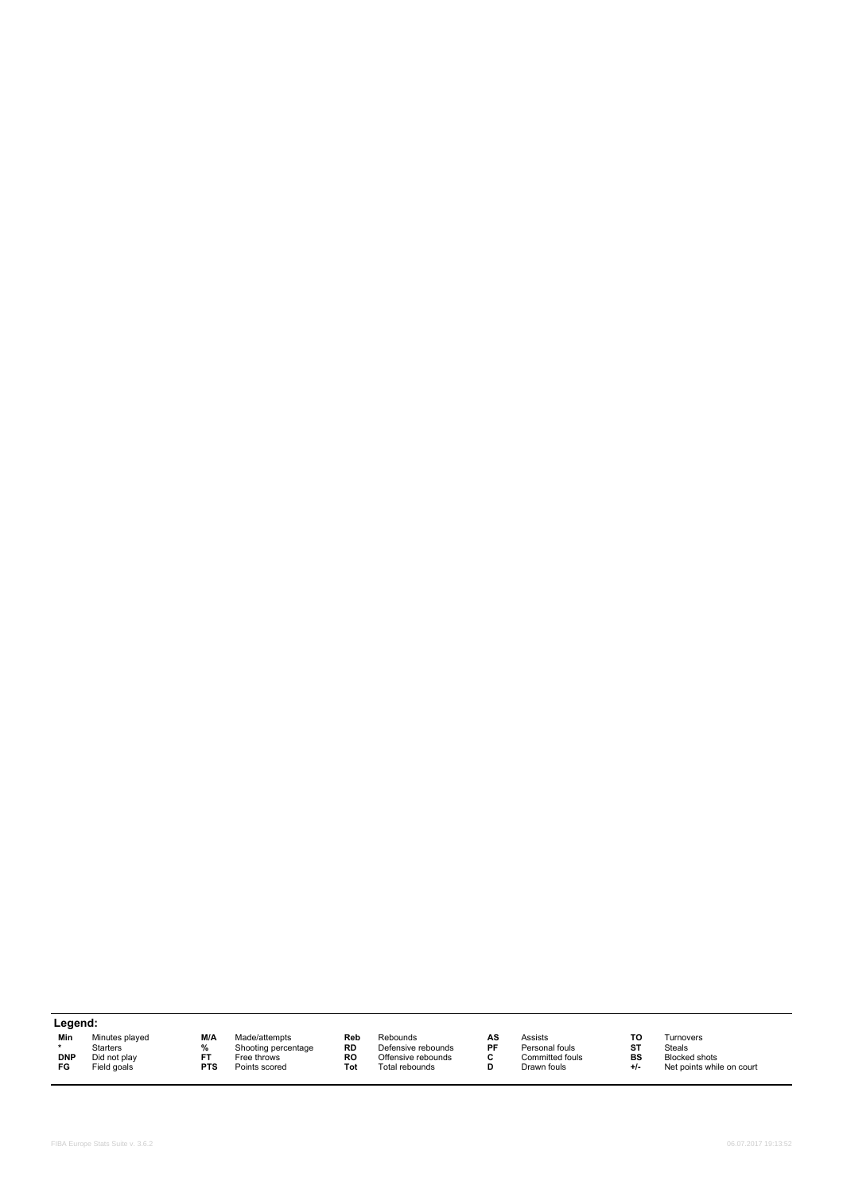**Legend:**

| | | | | | | | | | |
|---|---|---|---|---|---|---|---|---|---|
| **Min** | Minutes played | **M/A** | Made/attempts | **Reb** | Rebounds | **AS** | Assists | **TO** | Turnovers |
| * | Starters | **%** | Shooting percentage | **RD** | Defensive rebounds | **PF** | Personal fouls | **ST** | Steals |
| **DNP** | Did not play | **FT** | Free throws | **RO** | Offensive rebounds | **C** | Committed fouls | **BS** | Blocked shots |
| **FG** | Field goals | **PTS** | Points scored | **Tot** | Total rebounds | **D** | Drawn fouls | **+/-** | Net points while on court |

FIBA Europe Stats Suite v. 3.6.2

06.07.2017 19:13:52